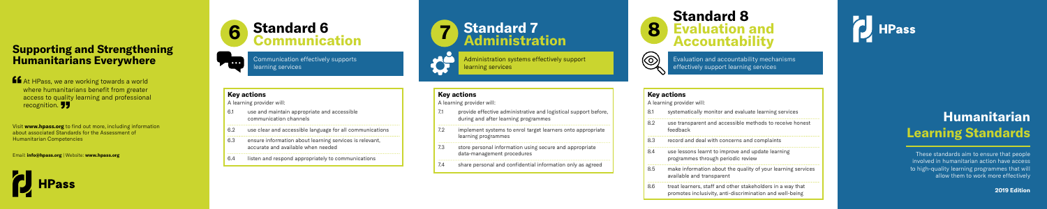## Supporting and Strengthening Humanitarians Everywhere

"At HPass, we are working towards a world where humanitarians benefit from greater access to quality learning and professional recognition."

Visit **www.hpass.org** to find out more, including information about associated Standards for the Assessment of Humanitarian Competencies

Email: **info@hpass.org** | Website: **www.hpass.org**

HPass

# 6 Standard 6 Communication

Communication effectively supports learning services

### Key actions

A learning provider will:

| | |
|---|---|
| 6.1 | use and maintain appropriate and accessible communication channels |
| 6.2 | use clear and accessible language for all communications |
| 6.3 | ensure information about learning services is relevant, accurate and available when needed |
| 6.4 | listen and respond appropriately to communications |

# 7 Standard 7 Administration

Administration systems effectively support learning services

### Key actions

A learning provider will:

| | |
|---|---|
| 7.1 | provide effective administrative and logistical support before, during and after learning programmes |
| 7.2 | implement systems to enrol target learners onto appropriate learning programmes |
| 7.3 | store personal information using secure and appropriate data-management procedures |
| 7.4 | share personal and confidential information only as agreed |

# 8 Standard 8 Evaluation and Accountability

Evaluation and accountability mechanisms effectively support learning services

### Key actions

A learning provider will:

| | |
|---|---|
| 8.1 | systematically monitor and evaluate learning services |
| 8.2 | use transparent and accessible methods to receive honest feedback |
| 8.3 | record and deal with concerns and complaints |
| 8.4 | use lessons learnt to improve and update learning programmes through periodic review |
| 8.5 | make information about the quality of your learning services available and transparent |
| 8.6 | treat learners, staff and other stakeholders in a way that promotes inclusivity, anti-discrimination and well-being |

HPass

# Humanitarian Learning Standards

These standards aim to ensure that people involved in humanitarian action have access to high-quality learning programmes that will allow them to work more effectively

**2019 Edition**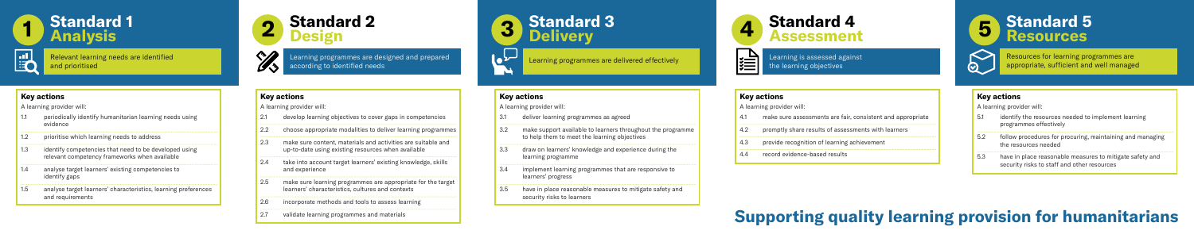# 1 Standard 1 Analysis

Relevant learning needs are identified and prioritised

### Key actions

A learning provider will:

| | |
|---|---|
| 1.1 | periodically identify humanitarian learning needs using evidence |
| 1.2 | prioritise which learning needs to address |
| 1.3 | identify competencies that need to be developed using relevant competency frameworks when available |
| 1.4 | analyse target learners' existing competencies to identify gaps |
| 1.5 | analyse target learners' characteristics, learning preferences and requirements |

# 2 Standard 2 Design

Learning programmes are designed and prepared according to identified needs

### Key actions

A learning provider will:

| | |
|---|---|
| 2.1 | develop learning objectives to cover gaps in competencies |
| 2.2 | choose appropriate modalities to deliver learning programmes |
| 2.3 | make sure content, materials and activities are suitable and up-to-date using existing resources when available |
| 2.4 | take into account target learners' existing knowledge, skills and experience |
| 2.5 | make sure learning programmes are appropriate for the target learners' characteristics, cultures and contexts |
| 2.6 | incorporate methods and tools to assess learning |
| 2.7 | validate learning programmes and materials |

# 3 Standard 3 Delivery

Learning programmes are delivered effectively

### Key actions

A learning provider will:

| | |
|---|---|
| 3.1 | deliver learning programmes as agreed |
| 3.2 | make support available to learners throughout the programme to help them to meet the learning objectives |
| 3.3 | draw on learners' knowledge and experience during the learning programme |
| 3.4 | implement learning programmes that are responsive to learners' progress |
| 3.5 | have in place reasonable measures to mitigate safety and security risks to learners |

# 4 Standard 4 Assessment

Learning is assessed against the learning objectives

### Key actions

A learning provider will:

| | |
|---|---|
| 4.1 | make sure assessments are fair, consistent and appropriate |
| 4.2 | promptly share results of assessments with learners |
| 4.3 | provide recognition of learning achievement |
| 4.4 | record evidence-based results |

# 5 Standard 5 Resources

Resources for learning programmes are appropriate, sufficient and well managed

### Key actions

A learning provider will:

| | |
|---|---|
| 5.1 | identify the resources needed to implement learning programmes effectively |
| 5.2 | follow procedures for procuring, maintaining and managing the resources needed |
| 5.3 | have in place reasonable measures to mitigate safety and security risks to staff and other resources |

# Supporting quality learning provision for humanitarians